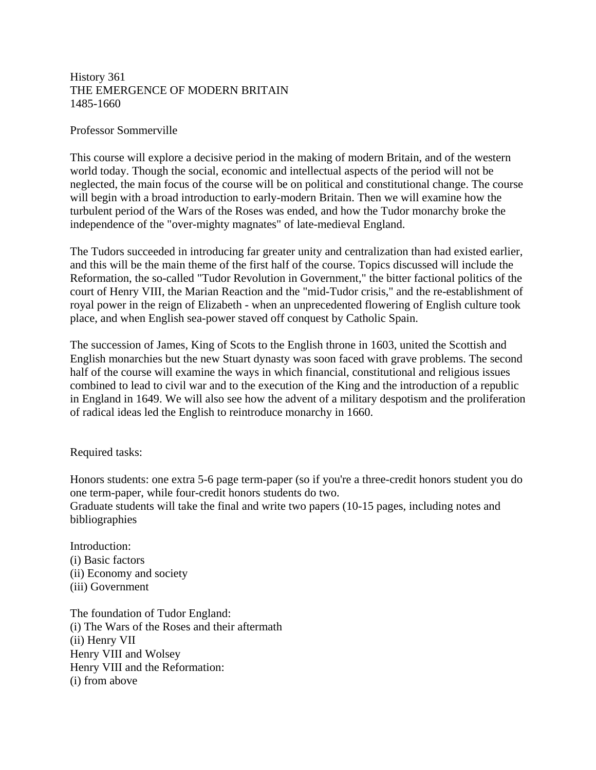History 361
THE EMERGENCE OF MODERN BRITAIN
1485-1660

Professor Sommerville

This course will explore a decisive period in the making of modern Britain, and of the western world today. Though the social, economic and intellectual aspects of the period will not be neglected, the main focus of the course will be on political and constitutional change. The course will begin with a broad introduction to early-modern Britain. Then we will examine how the turbulent period of the Wars of the Roses was ended, and how the Tudor monarchy broke the independence of the "over-mighty magnates" of late-medieval England.

The Tudors succeeded in introducing far greater unity and centralization than had existed earlier, and this will be the main theme of the first half of the course. Topics discussed will include the Reformation, the so-called "Tudor Revolution in Government," the bitter factional politics of the court of Henry VIII, the Marian Reaction and the "mid-Tudor crisis," and the re-establishment of royal power in the reign of Elizabeth - when an unprecedented flowering of English culture took place, and when English sea-power staved off conquest by Catholic Spain.

The succession of James, King of Scots to the English throne in 1603, united the Scottish and English monarchies but the new Stuart dynasty was soon faced with grave problems. The second half of the course will examine the ways in which financial, constitutional and religious issues combined to lead to civil war and to the execution of the King and the introduction of a republic in England in 1649. We will also see how the advent of a military despotism and the proliferation of radical ideas led the English to reintroduce monarchy in 1660.

Required tasks:

Honors students: one extra 5-6 page term-paper (so if you're a three-credit honors student you do one term-paper, while four-credit honors students do two.
Graduate students will take the final and write two papers (10-15 pages, including notes and bibliographies

Introduction:
(i) Basic factors
(ii) Economy and society
(iii) Government

The foundation of Tudor England:
(i) The Wars of the Roses and their aftermath
(ii) Henry VII
Henry VIII and Wolsey
Henry VIII and the Reformation:
(i) from above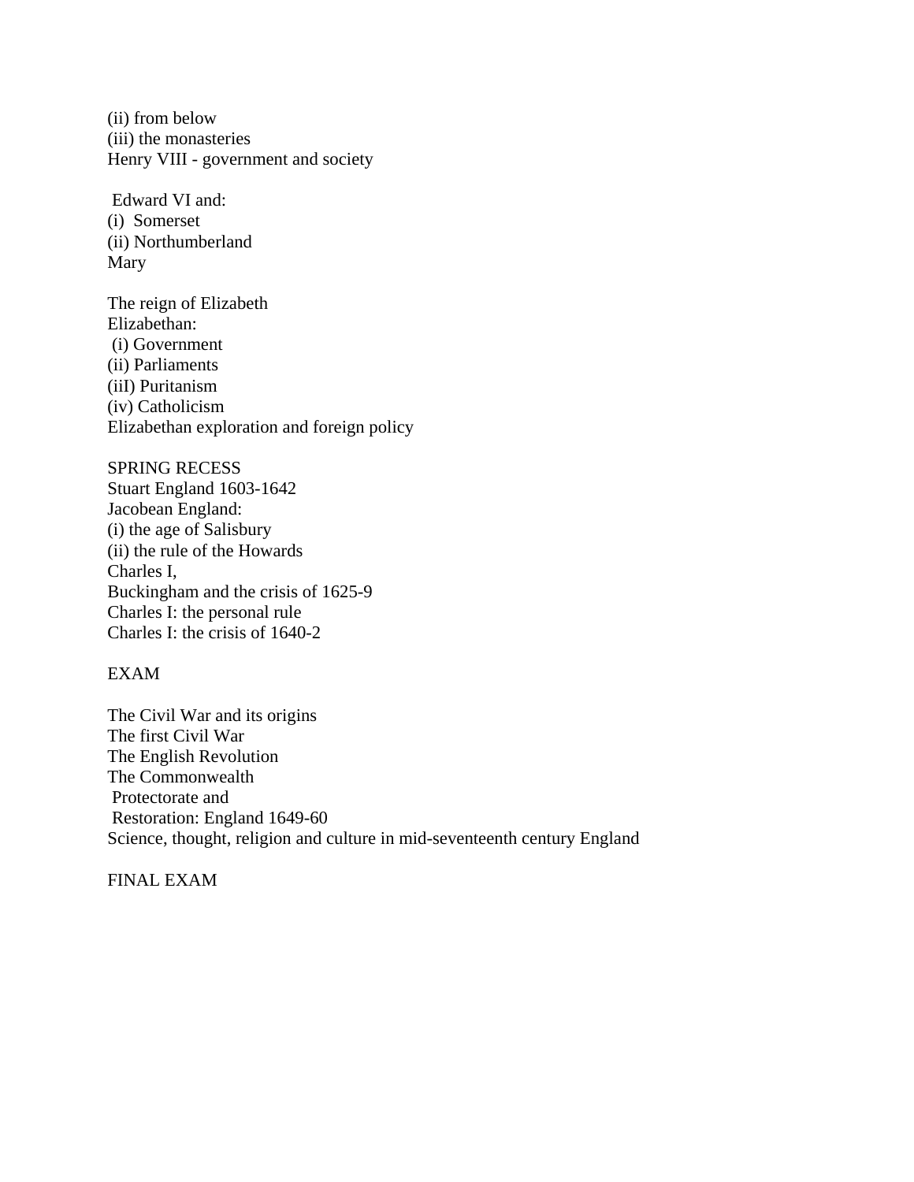(ii) from below
(iii) the monasteries
Henry VIII - government and society

Edward VI and:
(i) Somerset
(ii) Northumberland
Mary

The reign of Elizabeth
Elizabethan:
(i) Government
(ii) Parliaments
(iiI) Puritanism
(iv) Catholicism
Elizabethan exploration and foreign policy

SPRING RECESS
Stuart England 1603-1642
Jacobean England:
(i) the age of Salisbury
(ii) the rule of the Howards
Charles I,
Buckingham and the crisis of 1625-9
Charles I: the personal rule
Charles I: the crisis of 1640-2

EXAM

The Civil War and its origins
The first Civil War
The English Revolution
The Commonwealth
Protectorate and
Restoration: England 1649-60
Science, thought, religion and culture in mid-seventeenth century England

FINAL EXAM